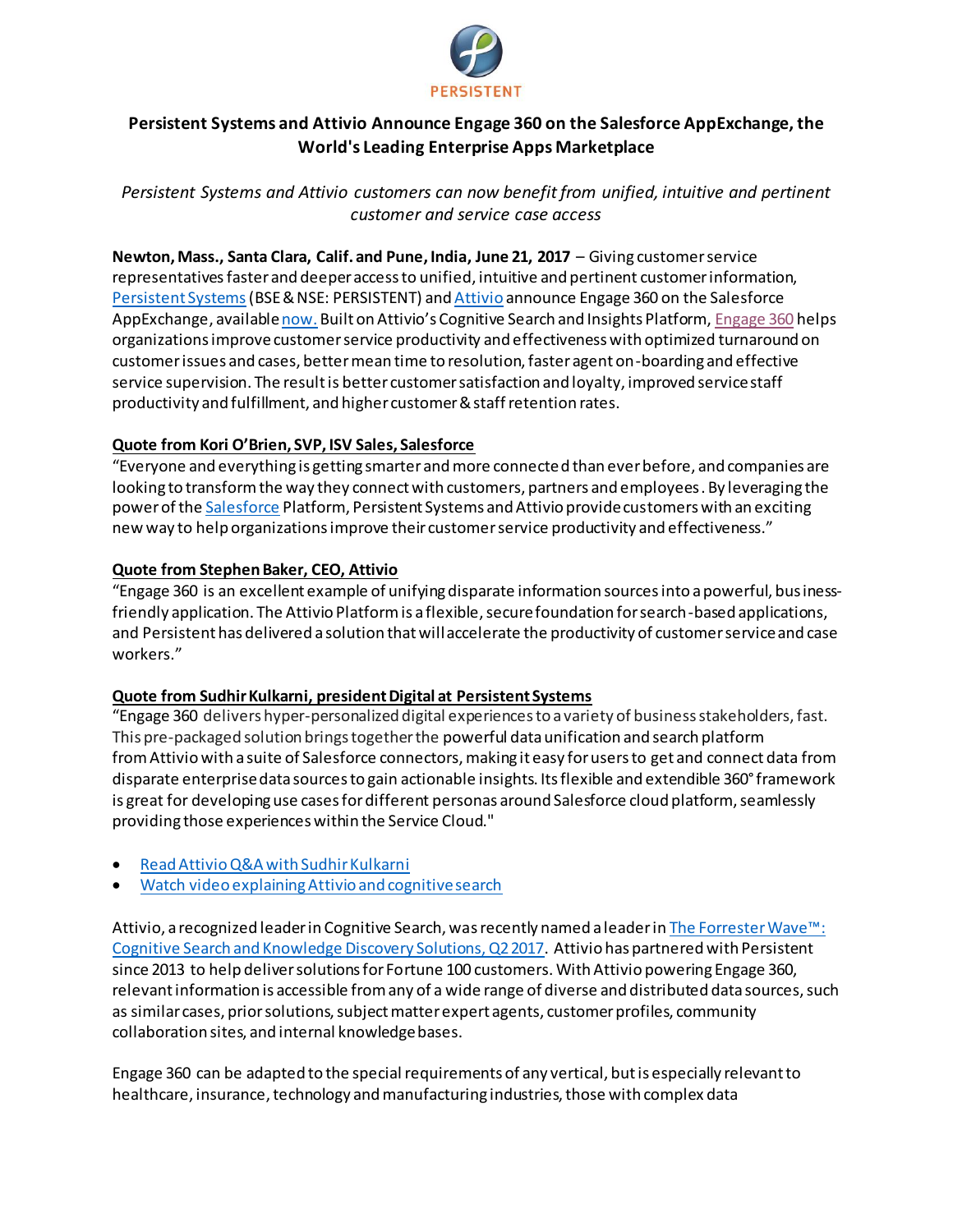PERSISTENT

# Persistent Systems and Attivio Announce Engage 360 on the Salesforce AppExchange, the World's Leading Enterprise Apps Marketplace

*Persistent Systems and Attivio customers can now benefit from unified, intuitive and pertinent customer and service case access*

**Newton, Mass., Santa Clara, Calif. and Pune, India, June 21, 2017** – Giving customer service representatives faster and deeper access to unified, intuitive and pertinent customer information, Persistent Systems (BSE & NSE: PERSISTENT) and Attivio announce Engage 360 on the Salesforce AppExchange, available now. Built on Attivio's Cognitive Search and Insights Platform, Engage 360 helps organizations improve customer service productivity and effectiveness with optimized turnaround on customer issues and cases, better mean time to resolution, faster agent on-boarding and effective service supervision. The result is better customer satisfaction and loyalty, improved service staff productivity and fulfillment, and higher customer & staff retention rates.

**Quote from Kori O'Brien, SVP, ISV Sales, Salesforce**

"Everyone and everything is getting smarter and more connected than ever before, and companies are looking to transform the way they connect with customers, partners and employees. By leveraging the power of the Salesforce Platform, Persistent Systems and Attivio provide customers with an exciting new way to help organizations improve their customer service productivity and effectiveness."

**Quote from Stephen Baker, CEO, Attivio**

"Engage 360 is an excellent example of unifying disparate information sources into a powerful, business-friendly application. The Attivio Platform is a flexible, secure foundation for search-based applications, and Persistent has delivered a solution that will accelerate the productivity of customer service and case workers."

**Quote from Sudhir Kulkarni, president Digital at Persistent Systems**

"Engage 360 delivers hyper-personalized digital experiences to a variety of business stakeholders, fast. This pre-packaged solution brings together the powerful data unification and search platform from Attivio with a suite of Salesforce connectors, making it easy for users to get and connect data from disparate enterprise data sources to gain actionable insights. Its flexible and extendible 360° framework is great for developing use cases for different personas around Salesforce cloud platform, seamlessly providing those experiences within the Service Cloud."

- Read Attivio Q&A with Sudhir Kulkarni
- Watch video explaining Attivio and cognitive search

Attivio, a recognized leader in Cognitive Search, was recently named a leader in The Forrester Wave™: Cognitive Search and Knowledge Discovery Solutions, Q2 2017. Attivio has partnered with Persistent since 2013 to help deliver solutions for Fortune 100 customers. With Attivio powering Engage 360, relevant information is accessible from any of a wide range of diverse and distributed data sources, such as similar cases, prior solutions, subject matter expert agents, customer profiles, community collaboration sites, and internal knowledge bases.

Engage 360 can be adapted to the special requirements of any vertical, but is especially relevant to healthcare, insurance, technology and manufacturing industries, those with complex data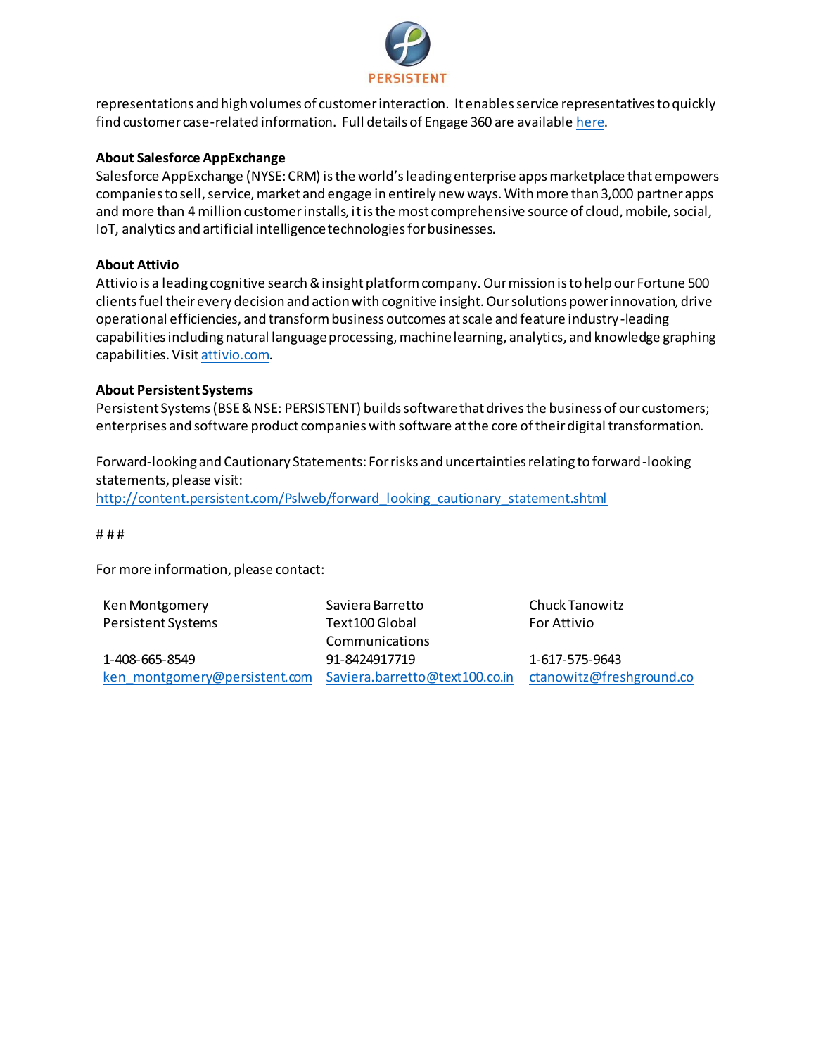representations and high volumes of customer interaction. It enables service representatives to quickly find customer case-related information. Full details of Engage 360 are available here.

**About Salesforce AppExchange**
Salesforce AppExchange (NYSE: CRM) is the world's leading enterprise apps marketplace that empowers companies to sell, service, market and engage in entirely new ways. With more than 3,000 partner apps and more than 4 million customer installs, it is the most comprehensive source of cloud, mobile, social, IoT, analytics and artificial intelligence technologies for businesses.

**About Attivio**
Attivio is a leading cognitive search & insight platform company. Our mission is to help our Fortune 500 clients fuel their every decision and action with cognitive insight. Our solutions power innovation, drive operational efficiencies, and transform business outcomes at scale and feature industry-leading capabilities including natural language processing, machine learning, analytics, and knowledge graphing capabilities. Visit attivio.com.

**About Persistent Systems**
Persistent Systems (BSE & NSE: PERSISTENT) builds software that drives the business of our customers; enterprises and software product companies with software at the core of their digital transformation.

Forward-looking and Cautionary Statements: For risks and uncertainties relating to forward-looking statements, please visit:
http://content.persistent.com/Pslweb/forward_looking_cautionary_statement.shtml

# # #

For more information, please contact:

| | | |
|---|---|---|
| Ken Montgomery<br>Persistent Systems | Saviera Barretto<br>Text100 Global Communications | Chuck Tanowitz<br>For Attivio |
| 1-408-665-8549<br>ken_montgomery@persistent.com | 91-8424917719<br>Saviera.barretto@text100.co.in | 1-617-575-9643<br>ctanowitz@freshground.co |